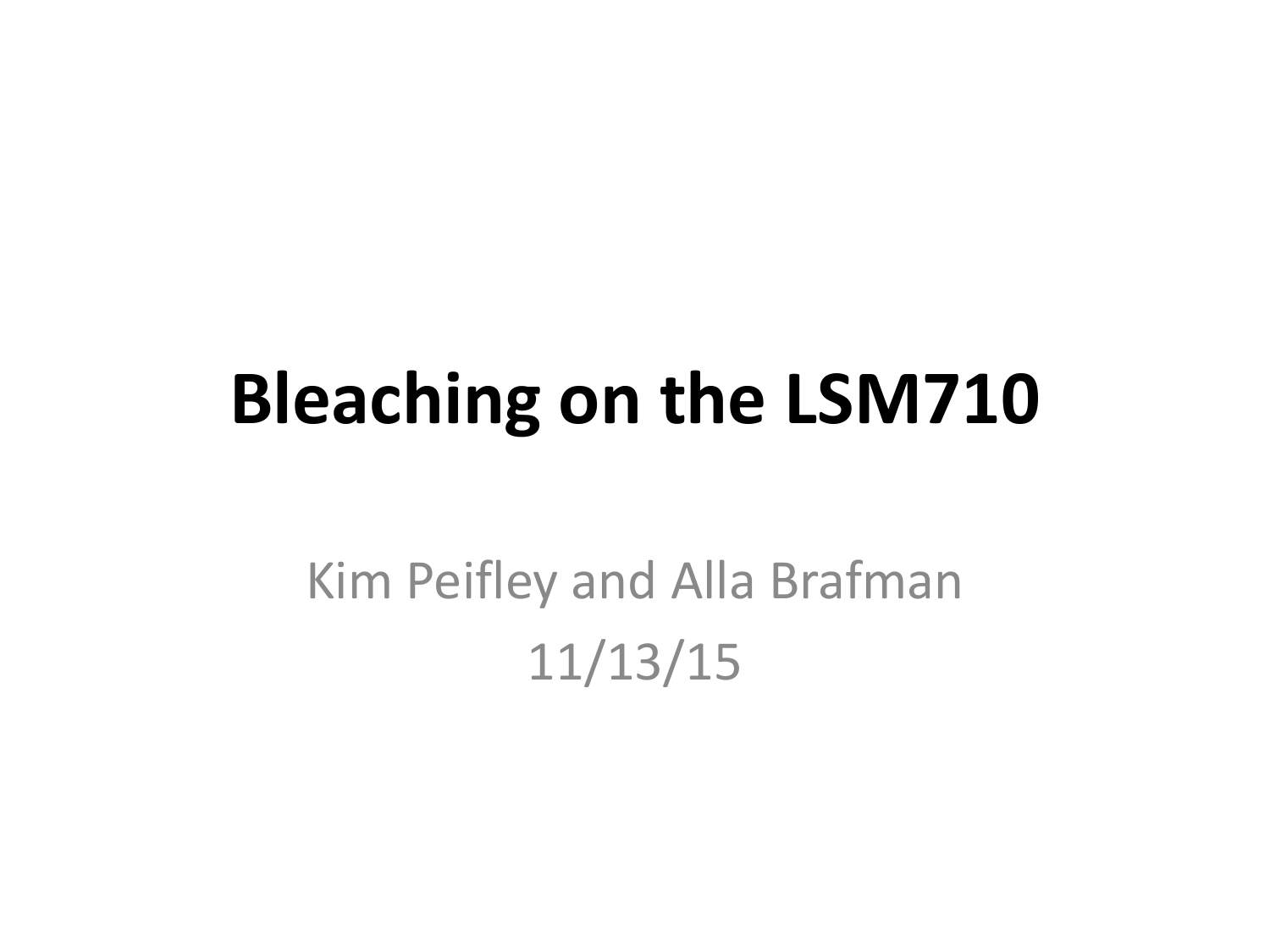# Bleaching on the LSM710

Kim Peifley and Alla Brafman

11/13/15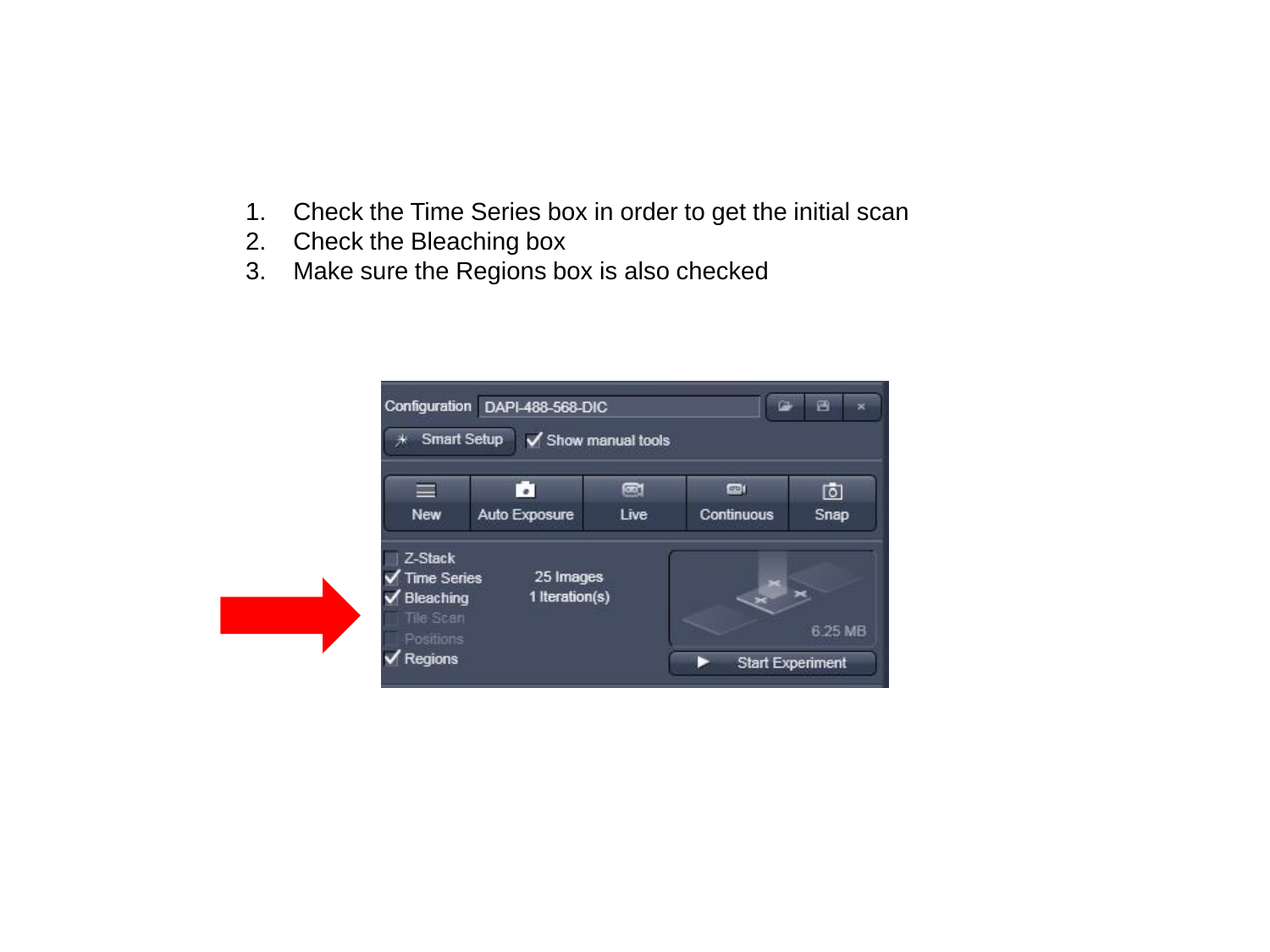1. Check the Time Series box in order to get the initial scan
2. Check the Bleaching box
3. Make sure the Regions box is also checked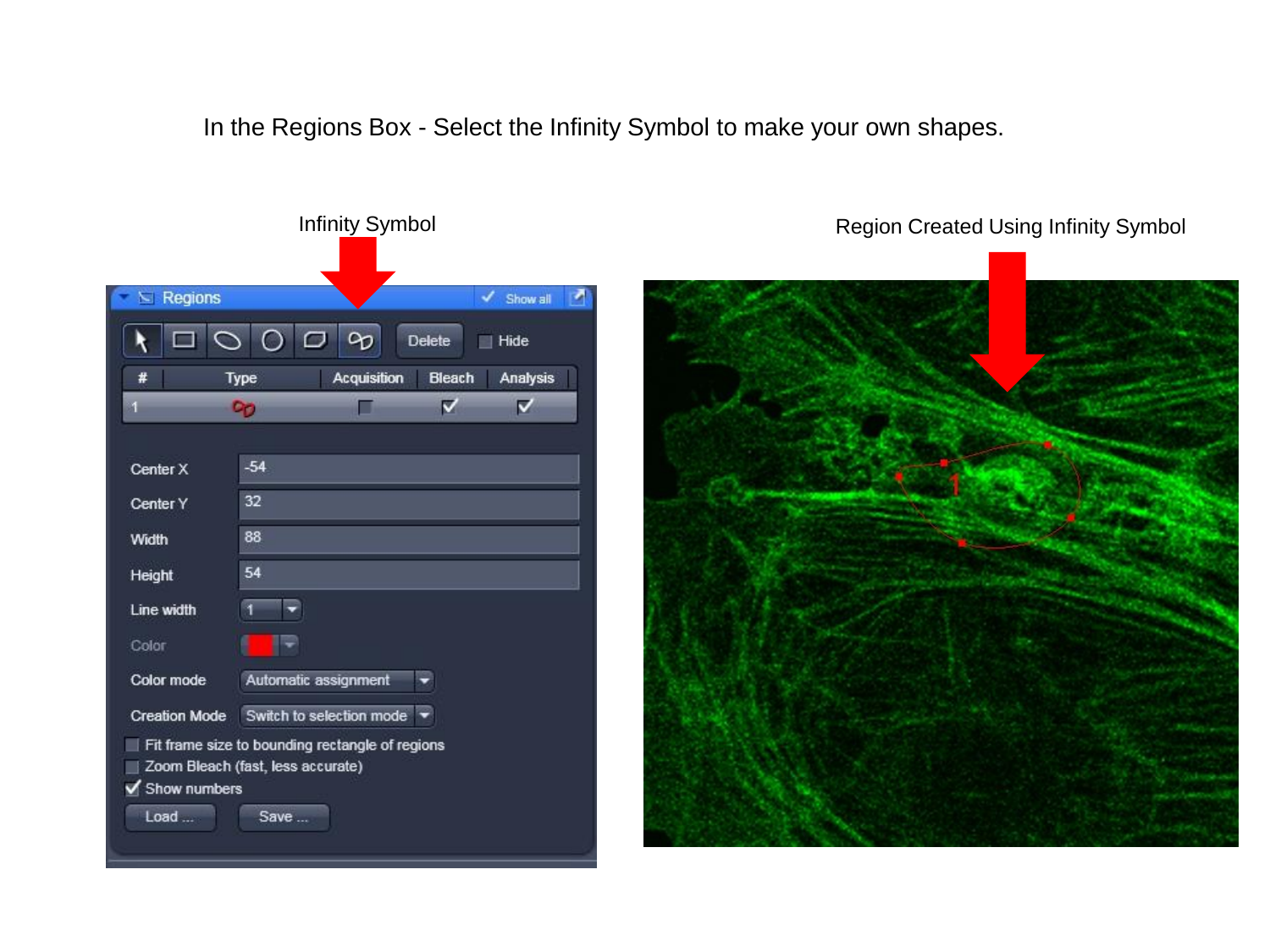In the Regions Box - Select the Infinity Symbol to make your own shapes.

Infinity Symbol

Region Created Using Infinity Symbol

Regions | Show all

Delete | Hide

| # | Type | Acquisition | Bleach | Analysis |
|---|---|---|---|---|
| 1 | | ☐ | ☑ | ☑ |

| | |
|---|---|
| Center X | -54 |
| Center Y | 32 |
| Width | 88 |
| Height | 54 |
| Line width | 1 |
| Color | |
| Color mode | Automatic assignment |
| Creation Mode | Switch to selection mode |

- ☐ Fit frame size to bounding rectangle of regions
- ☐ Zoom Bleach (fast, less accurate)
- ☑ Show numbers

Load ... | Save ...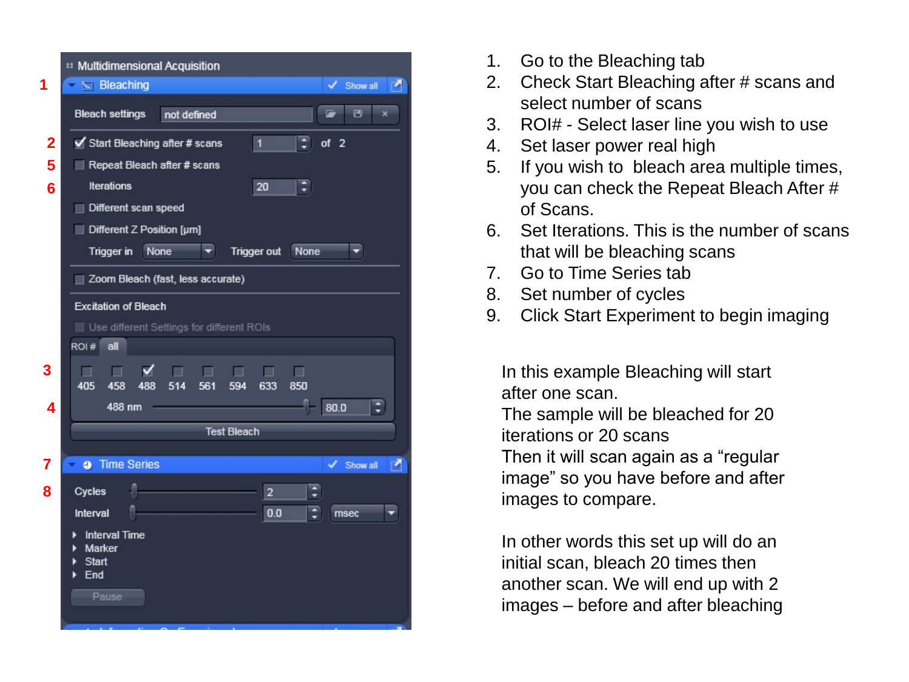1. Go to the Bleaching tab
2. Check Start Bleaching after # scans and select number of scans
3. ROI# - Select laser line you wish to use
4. Set laser power real high
5. If you wish to bleach area multiple times, you can check the Repeat Bleach After # of Scans.
6. Set Iterations. This is the number of scans that will be bleaching scans
7. Go to Time Series tab
8. Set number of cycles
9. Click Start Experiment to begin imaging

In this example Bleaching will start after one scan.
The sample will be bleached for 20 iterations or 20 scans
Then it will scan again as a "regular image" so you have before and after images to compare.

In other words this set up will do an initial scan, bleach 20 times then another scan. We will end up with 2 images – before and after bleaching